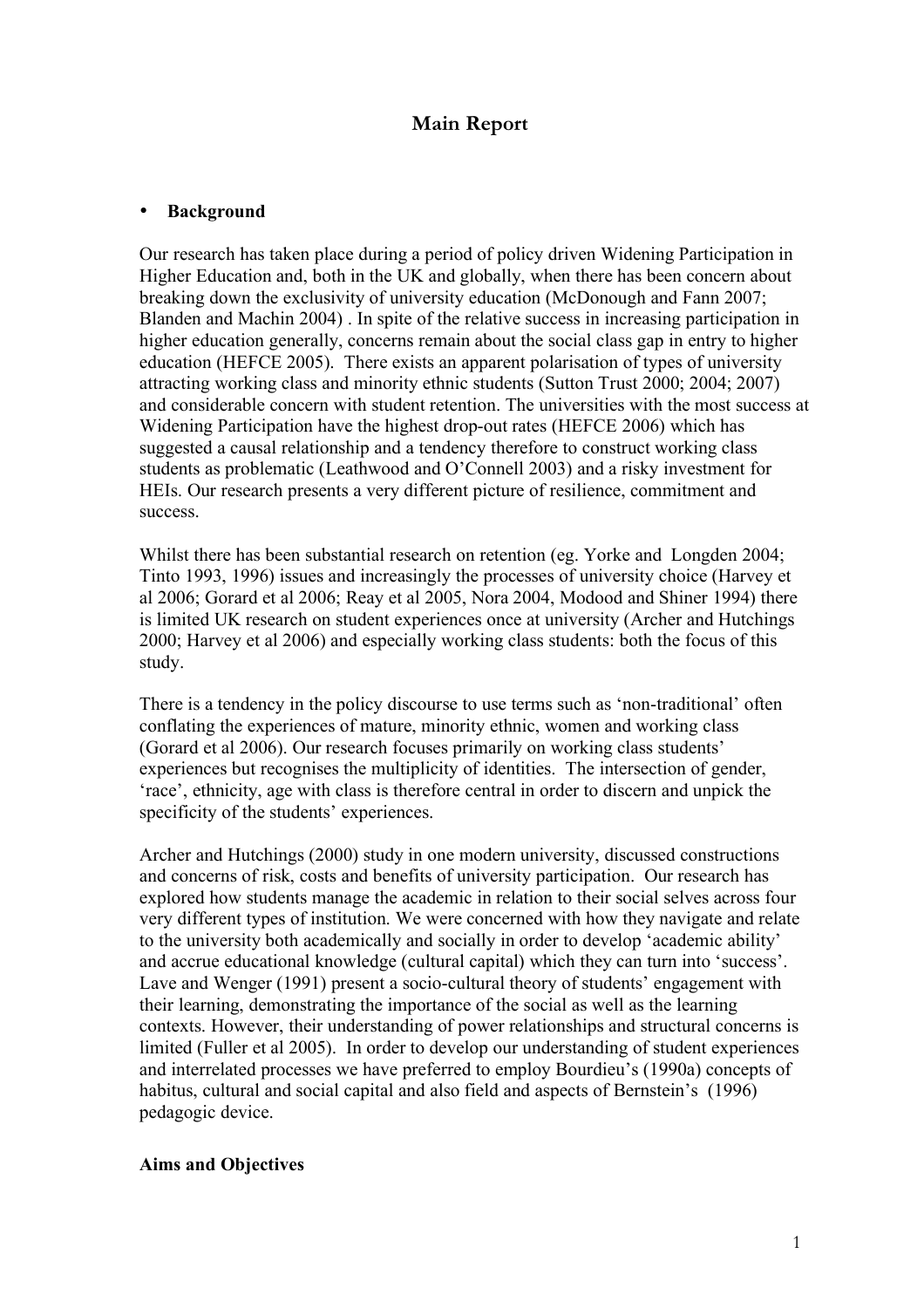# Main Report

- **Background**

Our research has taken place during a period of policy driven Widening Participation in Higher Education and, both in the UK and globally, when there has been concern about breaking down the exclusivity of university education (McDonough and Fann 2007; Blanden and Machin 2004) . In spite of the relative success in increasing participation in higher education generally, concerns remain about the social class gap in entry to higher education (HEFCE 2005). There exists an apparent polarisation of types of university attracting working class and minority ethnic students (Sutton Trust 2000; 2004; 2007) and considerable concern with student retention. The universities with the most success at Widening Participation have the highest drop-out rates (HEFCE 2006) which has suggested a causal relationship and a tendency therefore to construct working class students as problematic (Leathwood and O'Connell 2003) and a risky investment for HEIs. Our research presents a very different picture of resilience, commitment and success.

Whilst there has been substantial research on retention (eg. Yorke and Longden 2004; Tinto 1993, 1996) issues and increasingly the processes of university choice (Harvey et al 2006; Gorard et al 2006; Reay et al 2005, Nora 2004, Modood and Shiner 1994) there is limited UK research on student experiences once at university (Archer and Hutchings 2000; Harvey et al 2006) and especially working class students: both the focus of this study.

There is a tendency in the policy discourse to use terms such as 'non-traditional' often conflating the experiences of mature, minority ethnic, women and working class (Gorard et al 2006). Our research focuses primarily on working class students' experiences but recognises the multiplicity of identities. The intersection of gender, 'race', ethnicity, age with class is therefore central in order to discern and unpick the specificity of the students' experiences.

Archer and Hutchings (2000) study in one modern university, discussed constructions and concerns of risk, costs and benefits of university participation. Our research has explored how students manage the academic in relation to their social selves across four very different types of institution. We were concerned with how they navigate and relate to the university both academically and socially in order to develop 'academic ability' and accrue educational knowledge (cultural capital) which they can turn into 'success'. Lave and Wenger (1991) present a socio-cultural theory of students' engagement with their learning, demonstrating the importance of the social as well as the learning contexts. However, their understanding of power relationships and structural concerns is limited (Fuller et al 2005). In order to develop our understanding of student experiences and interrelated processes we have preferred to employ Bourdieu's (1990a) concepts of habitus, cultural and social capital and also field and aspects of Bernstein's (1996) pedagogic device.

**Aims and Objectives**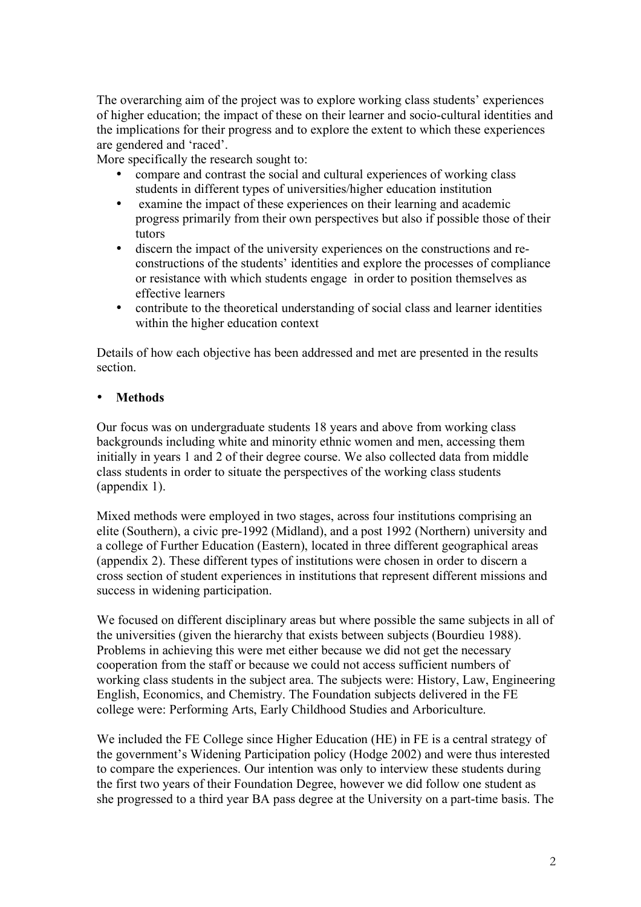The overarching aim of the project was to explore working class students' experiences of higher education; the impact of these on their learner and socio-cultural identities and the implications for their progress and to explore the extent to which these experiences are gendered and 'raced'.

More specifically the research sought to:

- compare and contrast the social and cultural experiences of working class students in different types of universities/higher education institution
- examine the impact of these experiences on their learning and academic progress primarily from their own perspectives but also if possible those of their tutors
- discern the impact of the university experiences on the constructions and re-constructions of the students' identities and explore the processes of compliance or resistance with which students engage in order to position themselves as effective learners
- contribute to the theoretical understanding of social class and learner identities within the higher education context

Details of how each objective has been addressed and met are presented in the results section.

- **Methods**

Our focus was on undergraduate students 18 years and above from working class backgrounds including white and minority ethnic women and men, accessing them initially in years 1 and 2 of their degree course. We also collected data from middle class students in order to situate the perspectives of the working class students (appendix 1).

Mixed methods were employed in two stages, across four institutions comprising an elite (Southern), a civic pre-1992 (Midland), and a post 1992 (Northern) university and a college of Further Education (Eastern), located in three different geographical areas (appendix 2). These different types of institutions were chosen in order to discern a cross section of student experiences in institutions that represent different missions and success in widening participation.

We focused on different disciplinary areas but where possible the same subjects in all of the universities (given the hierarchy that exists between subjects (Bourdieu 1988). Problems in achieving this were met either because we did not get the necessary cooperation from the staff or because we could not access sufficient numbers of working class students in the subject area. The subjects were: History, Law, Engineering English, Economics, and Chemistry. The Foundation subjects delivered in the FE college were: Performing Arts, Early Childhood Studies and Arboriculture.

We included the FE College since Higher Education (HE) in FE is a central strategy of the government's Widening Participation policy (Hodge 2002) and were thus interested to compare the experiences. Our intention was only to interview these students during the first two years of their Foundation Degree, however we did follow one student as she progressed to a third year BA pass degree at the University on a part-time basis. The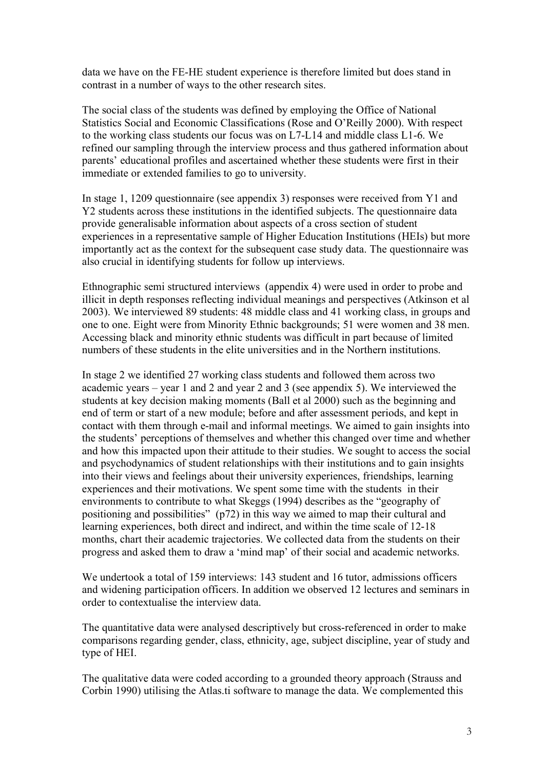data we have on the FE-HE student experience is therefore limited but does stand in contrast in a number of ways to the other research sites.

The social class of the students was defined by employing the Office of National Statistics Social and Economic Classifications (Rose and O'Reilly 2000). With respect to the working class students our focus was on L7-L14 and middle class L1-6. We refined our sampling through the interview process and thus gathered information about parents' educational profiles and ascertained whether these students were first in their immediate or extended families to go to university.

In stage 1, 1209 questionnaire (see appendix 3) responses were received from Y1 and Y2 students across these institutions in the identified subjects. The questionnaire data provide generalisable information about aspects of a cross section of student experiences in a representative sample of Higher Education Institutions (HEIs) but more importantly act as the context for the subsequent case study data. The questionnaire was also crucial in identifying students for follow up interviews.

Ethnographic semi structured interviews (appendix 4) were used in order to probe and illicit in depth responses reflecting individual meanings and perspectives (Atkinson et al 2003). We interviewed 89 students: 48 middle class and 41 working class, in groups and one to one. Eight were from Minority Ethnic backgrounds; 51 were women and 38 men. Accessing black and minority ethnic students was difficult in part because of limited numbers of these students in the elite universities and in the Northern institutions.

In stage 2 we identified 27 working class students and followed them across two academic years – year 1 and 2 and year 2 and 3 (see appendix 5). We interviewed the students at key decision making moments (Ball et al 2000) such as the beginning and end of term or start of a new module; before and after assessment periods, and kept in contact with them through e-mail and informal meetings. We aimed to gain insights into the students' perceptions of themselves and whether this changed over time and whether and how this impacted upon their attitude to their studies. We sought to access the social and psychodynamics of student relationships with their institutions and to gain insights into their views and feelings about their university experiences, friendships, learning experiences and their motivations. We spent some time with the students in their environments to contribute to what Skeggs (1994) describes as the "geography of positioning and possibilities" (p72) in this way we aimed to map their cultural and learning experiences, both direct and indirect, and within the time scale of 12-18 months, chart their academic trajectories. We collected data from the students on their progress and asked them to draw a 'mind map' of their social and academic networks.

We undertook a total of 159 interviews: 143 student and 16 tutor, admissions officers and widening participation officers. In addition we observed 12 lectures and seminars in order to contextualise the interview data.

The quantitative data were analysed descriptively but cross-referenced in order to make comparisons regarding gender, class, ethnicity, age, subject discipline, year of study and type of HEI.

The qualitative data were coded according to a grounded theory approach (Strauss and Corbin 1990) utilising the Atlas.ti software to manage the data. We complemented this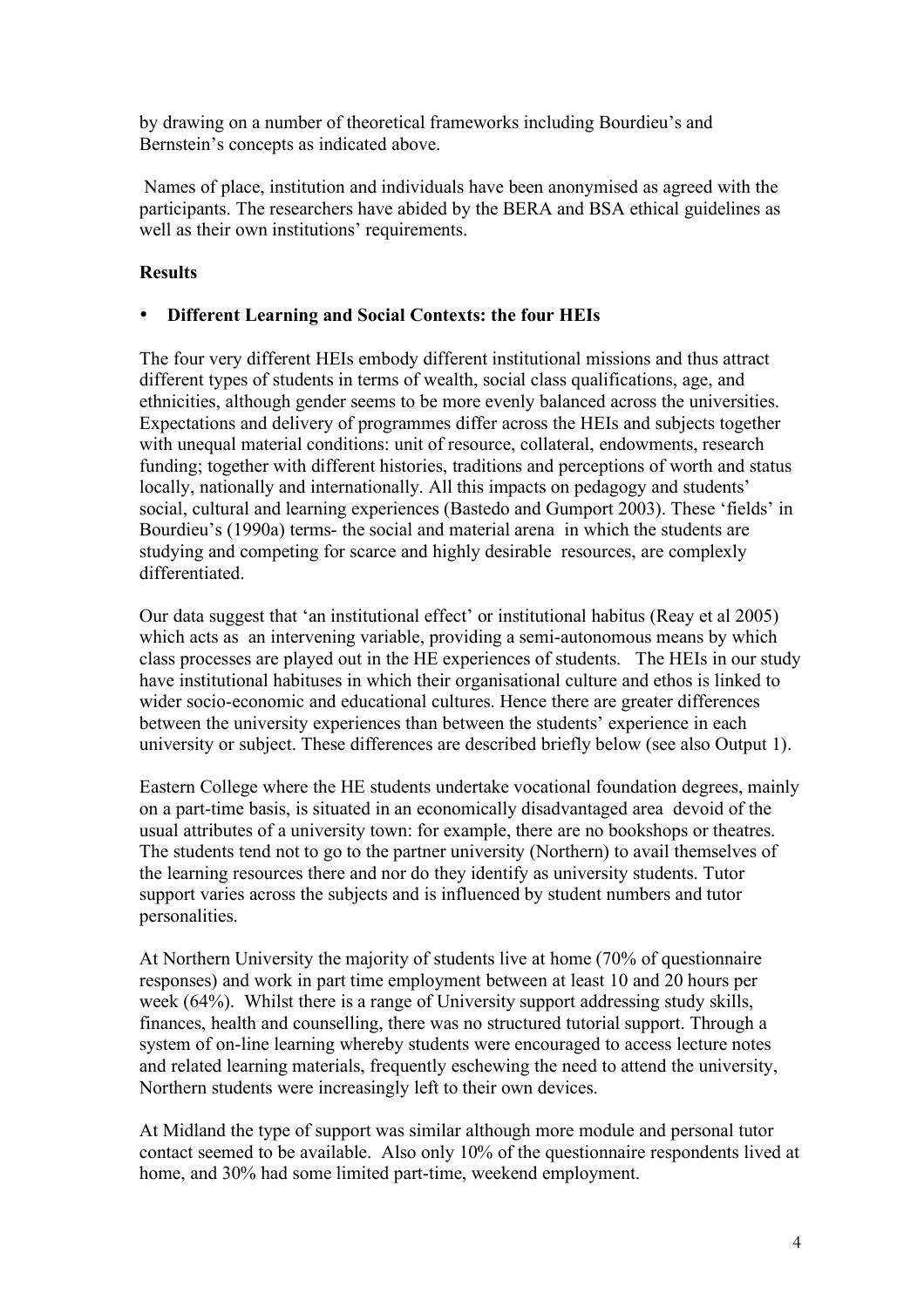by drawing on a number of theoretical frameworks including Bourdieu's and Bernstein's concepts as indicated above.

Names of place, institution and individuals have been anonymised as agreed with the participants. The researchers have abided by the BERA and BSA ethical guidelines as well as their own institutions' requirements.

**Results**

- **Different Learning and Social Contexts: the four HEIs**

The four very different HEIs embody different institutional missions and thus attract different types of students in terms of wealth, social class qualifications, age, and ethnicities, although gender seems to be more evenly balanced across the universities. Expectations and delivery of programmes differ across the HEIs and subjects together with unequal material conditions: unit of resource, collateral, endowments, research funding; together with different histories, traditions and perceptions of worth and status locally, nationally and internationally. All this impacts on pedagogy and students' social, cultural and learning experiences (Bastedo and Gumport 2003). These 'fields' in Bourdieu's (1990a) terms- the social and material arena in which the students are studying and competing for scarce and highly desirable resources, are complexly differentiated.

Our data suggest that 'an institutional effect' or institutional habitus (Reay et al 2005) which acts as an intervening variable, providing a semi-autonomous means by which class processes are played out in the HE experiences of students. The HEIs in our study have institutional habituses in which their organisational culture and ethos is linked to wider socio-economic and educational cultures. Hence there are greater differences between the university experiences than between the students' experience in each university or subject. These differences are described briefly below (see also Output 1).

Eastern College where the HE students undertake vocational foundation degrees, mainly on a part-time basis, is situated in an economically disadvantaged area devoid of the usual attributes of a university town: for example, there are no bookshops or theatres. The students tend not to go to the partner university (Northern) to avail themselves of the learning resources there and nor do they identify as university students. Tutor support varies across the subjects and is influenced by student numbers and tutor personalities.

At Northern University the majority of students live at home (70% of questionnaire responses) and work in part time employment between at least 10 and 20 hours per week (64%). Whilst there is a range of University support addressing study skills, finances, health and counselling, there was no structured tutorial support. Through a system of on-line learning whereby students were encouraged to access lecture notes and related learning materials, frequently eschewing the need to attend the university, Northern students were increasingly left to their own devices.

At Midland the type of support was similar although more module and personal tutor contact seemed to be available. Also only 10% of the questionnaire respondents lived at home, and 30% had some limited part-time, weekend employment.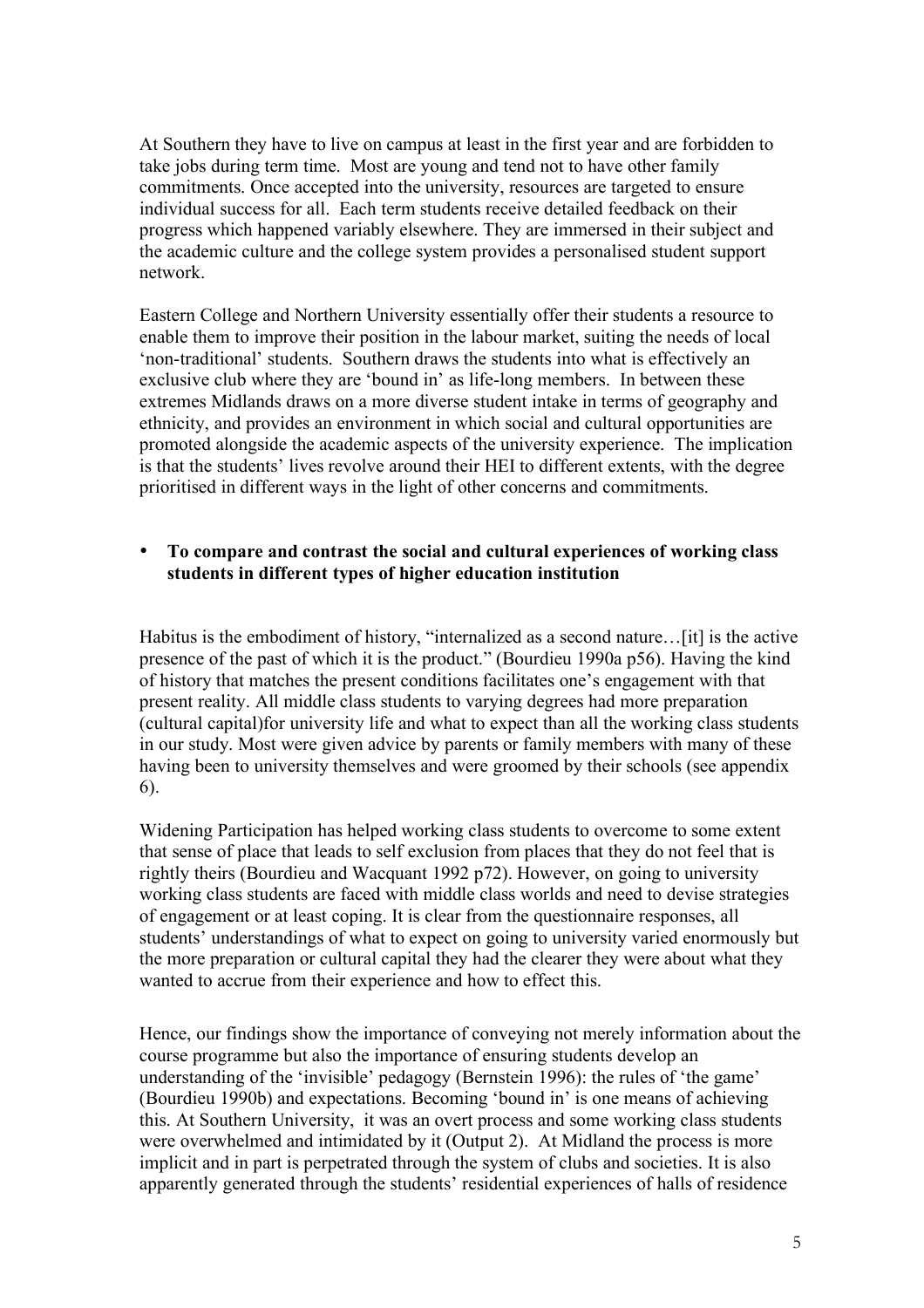At Southern they have to live on campus at least in the first year and are forbidden to take jobs during term time. Most are young and tend not to have other family commitments. Once accepted into the university, resources are targeted to ensure individual success for all. Each term students receive detailed feedback on their progress which happened variably elsewhere. They are immersed in their subject and the academic culture and the college system provides a personalised student support network.

Eastern College and Northern University essentially offer their students a resource to enable them to improve their position in the labour market, suiting the needs of local 'non-traditional' students. Southern draws the students into what is effectively an exclusive club where they are 'bound in' as life-long members. In between these extremes Midlands draws on a more diverse student intake in terms of geography and ethnicity, and provides an environment in which social and cultural opportunities are promoted alongside the academic aspects of the university experience. The implication is that the students' lives revolve around their HEI to different extents, with the degree prioritised in different ways in the light of other concerns and commitments.

- **To compare and contrast the social and cultural experiences of working class students in different types of higher education institution**

Habitus is the embodiment of history, "internalized as a second nature…[it] is the active presence of the past of which it is the product." (Bourdieu 1990a p56). Having the kind of history that matches the present conditions facilitates one's engagement with that present reality. All middle class students to varying degrees had more preparation (cultural capital)for university life and what to expect than all the working class students in our study. Most were given advice by parents or family members with many of these having been to university themselves and were groomed by their schools (see appendix 6).

Widening Participation has helped working class students to overcome to some extent that sense of place that leads to self exclusion from places that they do not feel that is rightly theirs (Bourdieu and Wacquant 1992 p72). However, on going to university working class students are faced with middle class worlds and need to devise strategies of engagement or at least coping. It is clear from the questionnaire responses, all students' understandings of what to expect on going to university varied enormously but the more preparation or cultural capital they had the clearer they were about what they wanted to accrue from their experience and how to effect this.

Hence, our findings show the importance of conveying not merely information about the course programme but also the importance of ensuring students develop an understanding of the 'invisible' pedagogy (Bernstein 1996): the rules of 'the game' (Bourdieu 1990b) and expectations. Becoming 'bound in' is one means of achieving this. At Southern University, it was an overt process and some working class students were overwhelmed and intimidated by it (Output 2). At Midland the process is more implicit and in part is perpetrated through the system of clubs and societies. It is also apparently generated through the students' residential experiences of halls of residence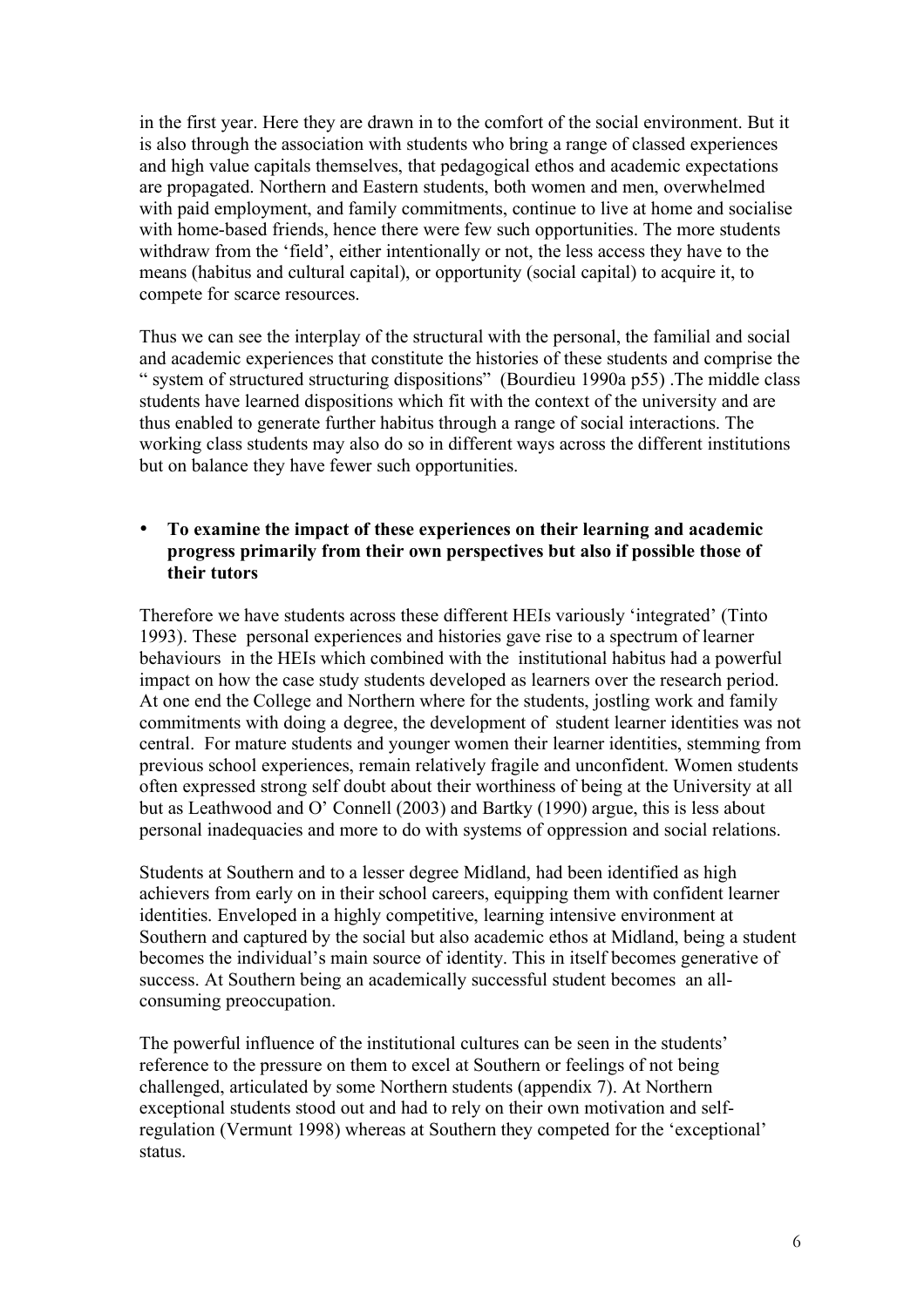in the first year. Here they are drawn in to the comfort of the social environment. But it is also through the association with students who bring a range of classed experiences and high value capitals themselves, that pedagogical ethos and academic expectations are propagated. Northern and Eastern students, both women and men, overwhelmed with paid employment, and family commitments, continue to live at home and socialise with home-based friends, hence there were few such opportunities. The more students withdraw from the 'field', either intentionally or not, the less access they have to the means (habitus and cultural capital), or opportunity (social capital) to acquire it, to compete for scarce resources.

Thus we can see the interplay of the structural with the personal, the familial and social and academic experiences that constitute the histories of these students and comprise the " system of structured structuring dispositions" (Bourdieu 1990a p55) .The middle class students have learned dispositions which fit with the context of the university and are thus enabled to generate further habitus through a range of social interactions. The working class students may also do so in different ways across the different institutions but on balance they have fewer such opportunities.

- **To examine the impact of these experiences on their learning and academic progress primarily from their own perspectives but also if possible those of their tutors**

Therefore we have students across these different HEIs variously 'integrated' (Tinto 1993). These personal experiences and histories gave rise to a spectrum of learner behaviours in the HEIs which combined with the institutional habitus had a powerful impact on how the case study students developed as learners over the research period. At one end the College and Northern where for the students, jostling work and family commitments with doing a degree, the development of student learner identities was not central. For mature students and younger women their learner identities, stemming from previous school experiences, remain relatively fragile and unconfident. Women students often expressed strong self doubt about their worthiness of being at the University at all but as Leathwood and O' Connell (2003) and Bartky (1990) argue, this is less about personal inadequacies and more to do with systems of oppression and social relations.

Students at Southern and to a lesser degree Midland, had been identified as high achievers from early on in their school careers, equipping them with confident learner identities. Enveloped in a highly competitive, learning intensive environment at Southern and captured by the social but also academic ethos at Midland, being a student becomes the individual's main source of identity. This in itself becomes generative of success. At Southern being an academically successful student becomes an all-consuming preoccupation.

The powerful influence of the institutional cultures can be seen in the students' reference to the pressure on them to excel at Southern or feelings of not being challenged, articulated by some Northern students (appendix 7). At Northern exceptional students stood out and had to rely on their own motivation and self-regulation (Vermunt 1998) whereas at Southern they competed for the 'exceptional' status.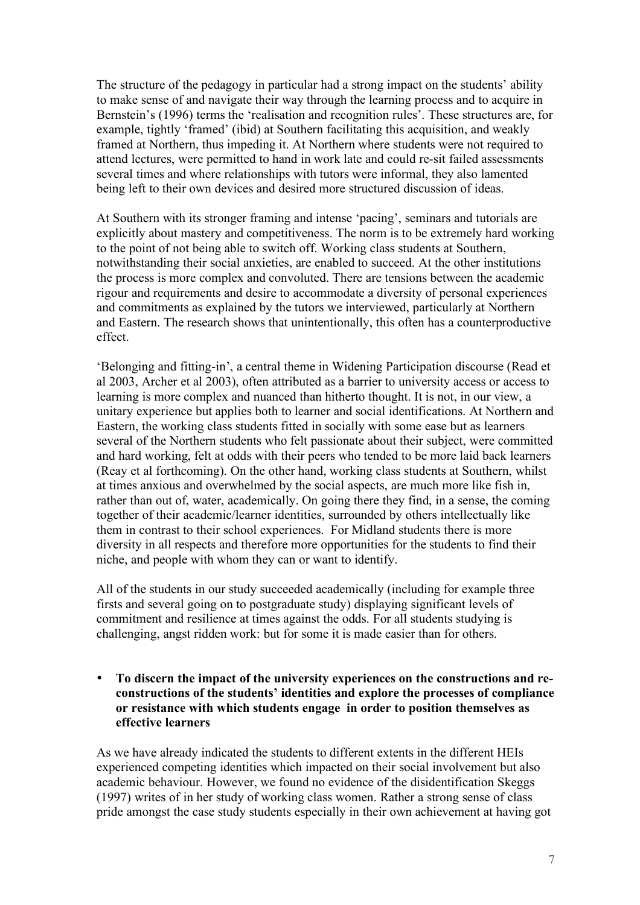The structure of the pedagogy in particular had a strong impact on the students' ability to make sense of and navigate their way through the learning process and to acquire in Bernstein's (1996) terms the 'realisation and recognition rules'. These structures are, for example, tightly 'framed' (ibid) at Southern facilitating this acquisition, and weakly framed at Northern, thus impeding it. At Northern where students were not required to attend lectures, were permitted to hand in work late and could re-sit failed assessments several times and where relationships with tutors were informal, they also lamented being left to their own devices and desired more structured discussion of ideas.

At Southern with its stronger framing and intense 'pacing', seminars and tutorials are explicitly about mastery and competitiveness. The norm is to be extremely hard working to the point of not being able to switch off. Working class students at Southern, notwithstanding their social anxieties, are enabled to succeed. At the other institutions the process is more complex and convoluted. There are tensions between the academic rigour and requirements and desire to accommodate a diversity of personal experiences and commitments as explained by the tutors we interviewed, particularly at Northern and Eastern. The research shows that unintentionally, this often has a counterproductive effect.

'Belonging and fitting-in', a central theme in Widening Participation discourse (Read et al 2003, Archer et al 2003), often attributed as a barrier to university access or access to learning is more complex and nuanced than hitherto thought. It is not, in our view, a unitary experience but applies both to learner and social identifications. At Northern and Eastern, the working class students fitted in socially with some ease but as learners several of the Northern students who felt passionate about their subject, were committed and hard working, felt at odds with their peers who tended to be more laid back learners (Reay et al forthcoming). On the other hand, working class students at Southern, whilst at times anxious and overwhelmed by the social aspects, are much more like fish in, rather than out of, water, academically. On going there they find, in a sense, the coming together of their academic/learner identities, surrounded by others intellectually like them in contrast to their school experiences. For Midland students there is more diversity in all respects and therefore more opportunities for the students to find their niche, and people with whom they can or want to identify.

All of the students in our study succeeded academically (including for example three firsts and several going on to postgraduate study) displaying significant levels of commitment and resilience at times against the odds. For all students studying is challenging, angst ridden work: but for some it is made easier than for others.

- **To discern the impact of the university experiences on the constructions and re-constructions of the students' identities and explore the processes of compliance or resistance with which students engage in order to position themselves as effective learners**

As we have already indicated the students to different extents in the different HEIs experienced competing identities which impacted on their social involvement but also academic behaviour. However, we found no evidence of the disidentification Skeggs (1997) writes of in her study of working class women. Rather a strong sense of class pride amongst the case study students especially in their own achievement at having got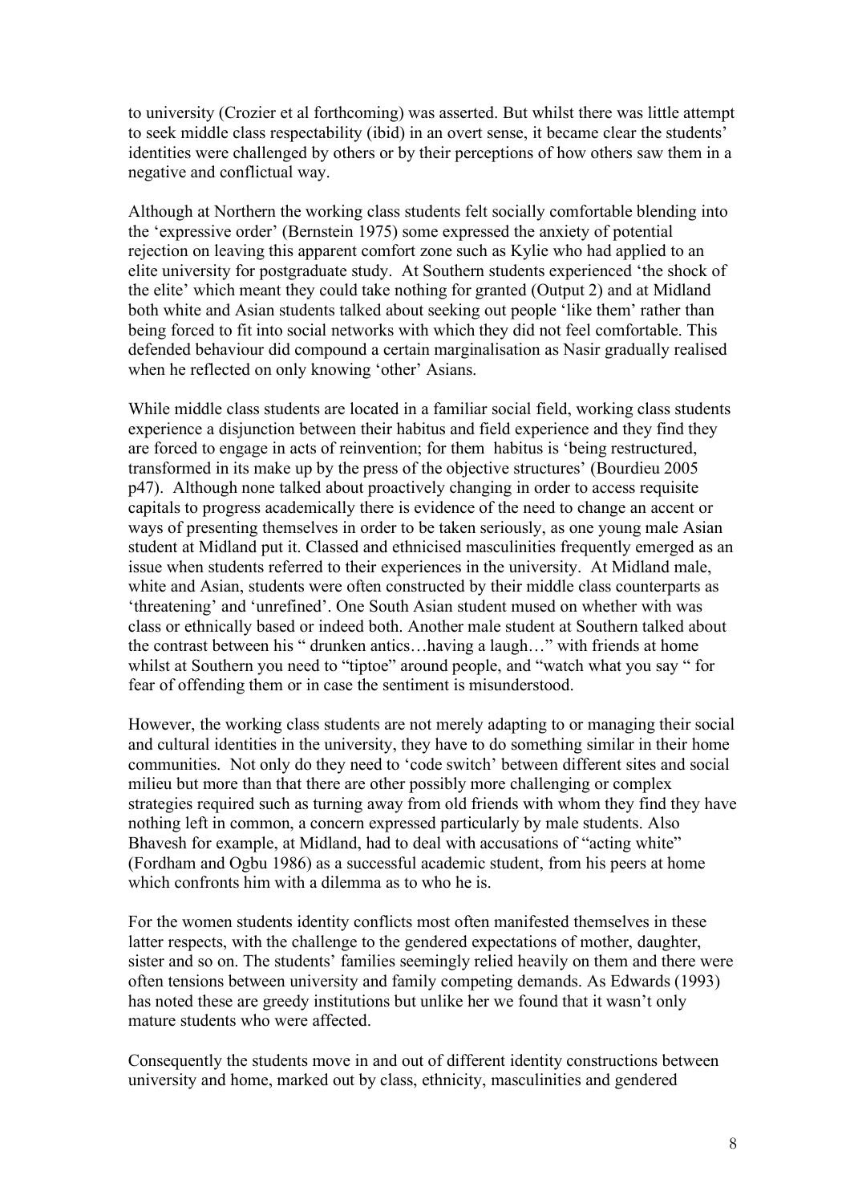to university (Crozier et al forthcoming) was asserted. But whilst there was little attempt to seek middle class respectability (ibid) in an overt sense, it became clear the students' identities were challenged by others or by their perceptions of how others saw them in a negative and conflictual way.

Although at Northern the working class students felt socially comfortable blending into the 'expressive order' (Bernstein 1975) some expressed the anxiety of potential rejection on leaving this apparent comfort zone such as Kylie who had applied to an elite university for postgraduate study. At Southern students experienced 'the shock of the elite' which meant they could take nothing for granted (Output 2) and at Midland both white and Asian students talked about seeking out people 'like them' rather than being forced to fit into social networks with which they did not feel comfortable. This defended behaviour did compound a certain marginalisation as Nasir gradually realised when he reflected on only knowing 'other' Asians.

While middle class students are located in a familiar social field, working class students experience a disjunction between their habitus and field experience and they find they are forced to engage in acts of reinvention; for them habitus is 'being restructured, transformed in its make up by the press of the objective structures' (Bourdieu 2005 p47). Although none talked about proactively changing in order to access requisite capitals to progress academically there is evidence of the need to change an accent or ways of presenting themselves in order to be taken seriously, as one young male Asian student at Midland put it. Classed and ethnicised masculinities frequently emerged as an issue when students referred to their experiences in the university. At Midland male, white and Asian, students were often constructed by their middle class counterparts as 'threatening' and 'unrefined'. One South Asian student mused on whether with was class or ethnically based or indeed both. Another male student at Southern talked about the contrast between his " drunken antics…having a laugh…" with friends at home whilst at Southern you need to "tiptoe" around people, and "watch what you say " for fear of offending them or in case the sentiment is misunderstood.

However, the working class students are not merely adapting to or managing their social and cultural identities in the university, they have to do something similar in their home communities. Not only do they need to 'code switch' between different sites and social milieu but more than that there are other possibly more challenging or complex strategies required such as turning away from old friends with whom they find they have nothing left in common, a concern expressed particularly by male students. Also Bhavesh for example, at Midland, had to deal with accusations of "acting white" (Fordham and Ogbu 1986) as a successful academic student, from his peers at home which confronts him with a dilemma as to who he is.

For the women students identity conflicts most often manifested themselves in these latter respects, with the challenge to the gendered expectations of mother, daughter, sister and so on. The students' families seemingly relied heavily on them and there were often tensions between university and family competing demands. As Edwards (1993) has noted these are greedy institutions but unlike her we found that it wasn't only mature students who were affected.

Consequently the students move in and out of different identity constructions between university and home, marked out by class, ethnicity, masculinities and gendered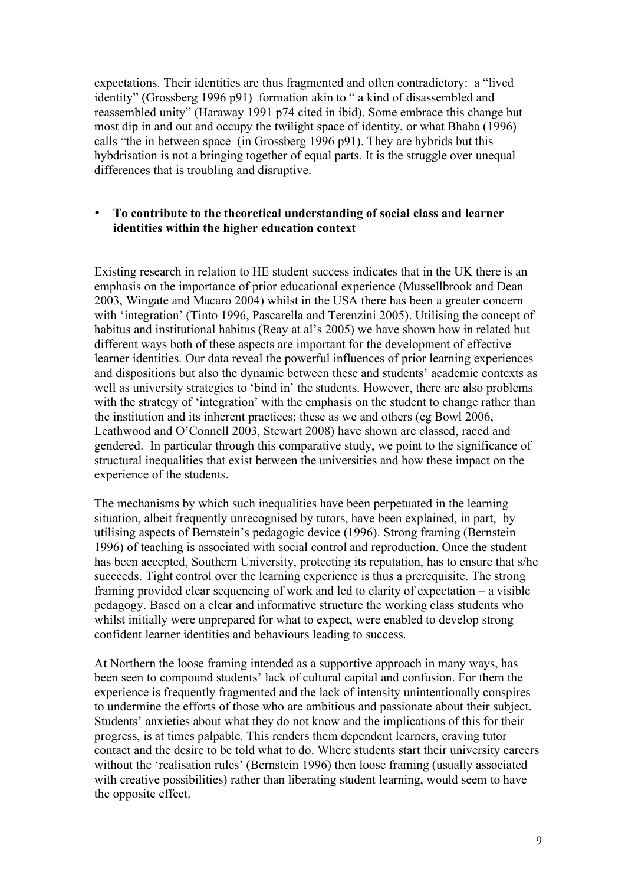expectations. Their identities are thus fragmented and often contradictory: a "lived identity" (Grossberg 1996 p91) formation akin to " a kind of disassembled and reassembled unity" (Haraway 1991 p74 cited in ibid). Some embrace this change but most dip in and out and occupy the twilight space of identity, or what Bhaba (1996) calls "the in between space (in Grossberg 1996 p91). They are hybrids but this hybdrisation is not a bringing together of equal parts. It is the struggle over unequal differences that is troubling and disruptive.

- **To contribute to the theoretical understanding of social class and learner identities within the higher education context**

Existing research in relation to HE student success indicates that in the UK there is an emphasis on the importance of prior educational experience (Mussellbrook and Dean 2003, Wingate and Macaro 2004) whilst in the USA there has been a greater concern with 'integration' (Tinto 1996, Pascarella and Terenzini 2005). Utilising the concept of habitus and institutional habitus (Reay at al's 2005) we have shown how in related but different ways both of these aspects are important for the development of effective learner identities. Our data reveal the powerful influences of prior learning experiences and dispositions but also the dynamic between these and students' academic contexts as well as university strategies to 'bind in' the students. However, there are also problems with the strategy of 'integration' with the emphasis on the student to change rather than the institution and its inherent practices; these as we and others (eg Bowl 2006, Leathwood and O'Connell 2003, Stewart 2008) have shown are classed, raced and gendered. In particular through this comparative study, we point to the significance of structural inequalities that exist between the universities and how these impact on the experience of the students.

The mechanisms by which such inequalities have been perpetuated in the learning situation, albeit frequently unrecognised by tutors, have been explained, in part, by utilising aspects of Bernstein's pedagogic device (1996). Strong framing (Bernstein 1996) of teaching is associated with social control and reproduction. Once the student has been accepted, Southern University, protecting its reputation, has to ensure that s/he succeeds. Tight control over the learning experience is thus a prerequisite. The strong framing provided clear sequencing of work and led to clarity of expectation – a visible pedagogy. Based on a clear and informative structure the working class students who whilst initially were unprepared for what to expect, were enabled to develop strong confident learner identities and behaviours leading to success.

At Northern the loose framing intended as a supportive approach in many ways, has been seen to compound students' lack of cultural capital and confusion. For them the experience is frequently fragmented and the lack of intensity unintentionally conspires to undermine the efforts of those who are ambitious and passionate about their subject. Students' anxieties about what they do not know and the implications of this for their progress, is at times palpable. This renders them dependent learners, craving tutor contact and the desire to be told what to do. Where students start their university careers without the 'realisation rules' (Bernstein 1996) then loose framing (usually associated with creative possibilities) rather than liberating student learning, would seem to have the opposite effect.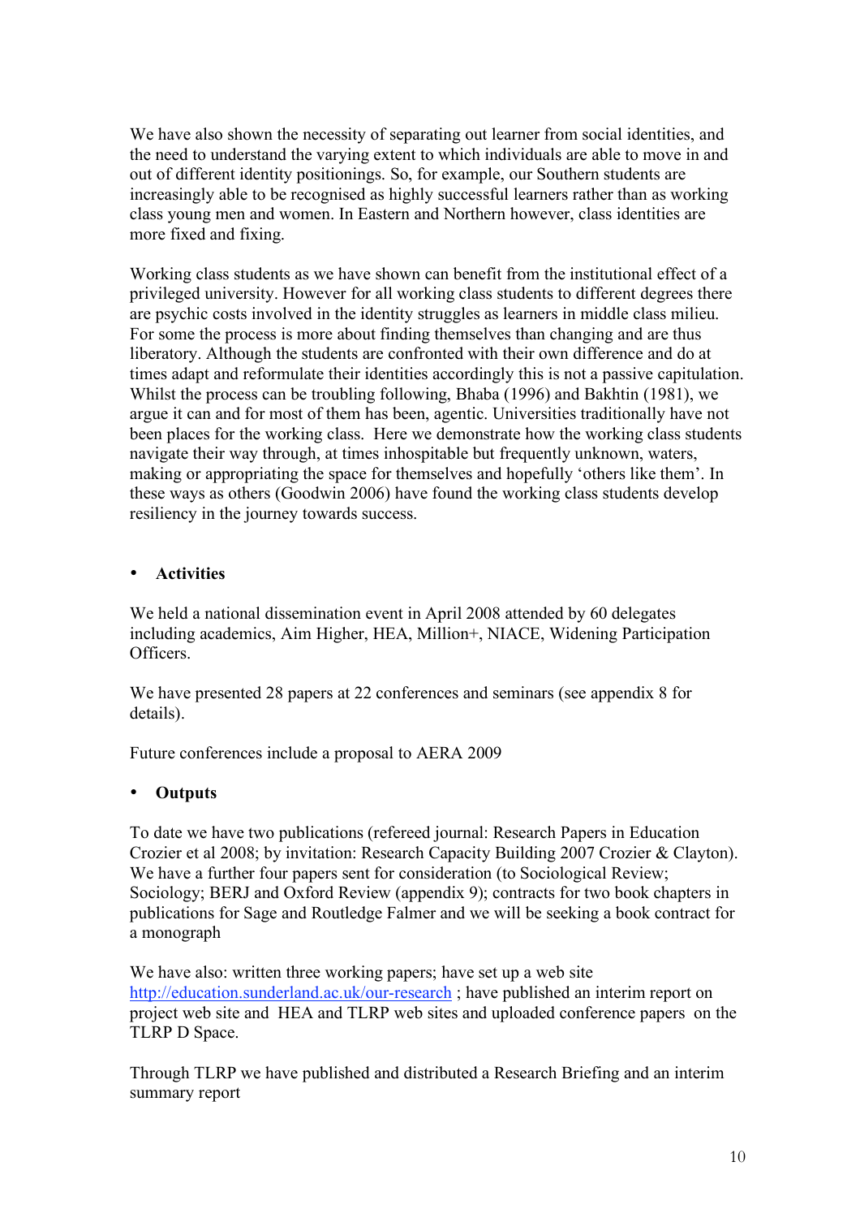We have also shown the necessity of separating out learner from social identities, and the need to understand the varying extent to which individuals are able to move in and out of different identity positionings. So, for example, our Southern students are increasingly able to be recognised as highly successful learners rather than as working class young men and women. In Eastern and Northern however, class identities are more fixed and fixing.

Working class students as we have shown can benefit from the institutional effect of a privileged university. However for all working class students to different degrees there are psychic costs involved in the identity struggles as learners in middle class milieu. For some the process is more about finding themselves than changing and are thus liberatory. Although the students are confronted with their own difference and do at times adapt and reformulate their identities accordingly this is not a passive capitulation. Whilst the process can be troubling following, Bhaba (1996) and Bakhtin (1981), we argue it can and for most of them has been, agentic. Universities traditionally have not been places for the working class. Here we demonstrate how the working class students navigate their way through, at times inhospitable but frequently unknown, waters, making or appropriating the space for themselves and hopefully 'others like them'. In these ways as others (Goodwin 2006) have found the working class students develop resiliency in the journey towards success.

- **Activities**

We held a national dissemination event in April 2008 attended by 60 delegates including academics, Aim Higher, HEA, Million+, NIACE, Widening Participation Officers.

We have presented 28 papers at 22 conferences and seminars (see appendix 8 for details).

Future conferences include a proposal to AERA 2009

- **Outputs**

To date we have two publications (refereed journal: Research Papers in Education Crozier et al 2008; by invitation: Research Capacity Building 2007 Crozier & Clayton). We have a further four papers sent for consideration (to Sociological Review; Sociology; BERJ and Oxford Review (appendix 9); contracts for two book chapters in publications for Sage and Routledge Falmer and we will be seeking a book contract for a monograph

We have also: written three working papers; have set up a web site http://education.sunderland.ac.uk/our-research ; have published an interim report on project web site and HEA and TLRP web sites and uploaded conference papers on the TLRP D Space.

Through TLRP we have published and distributed a Research Briefing and an interim summary report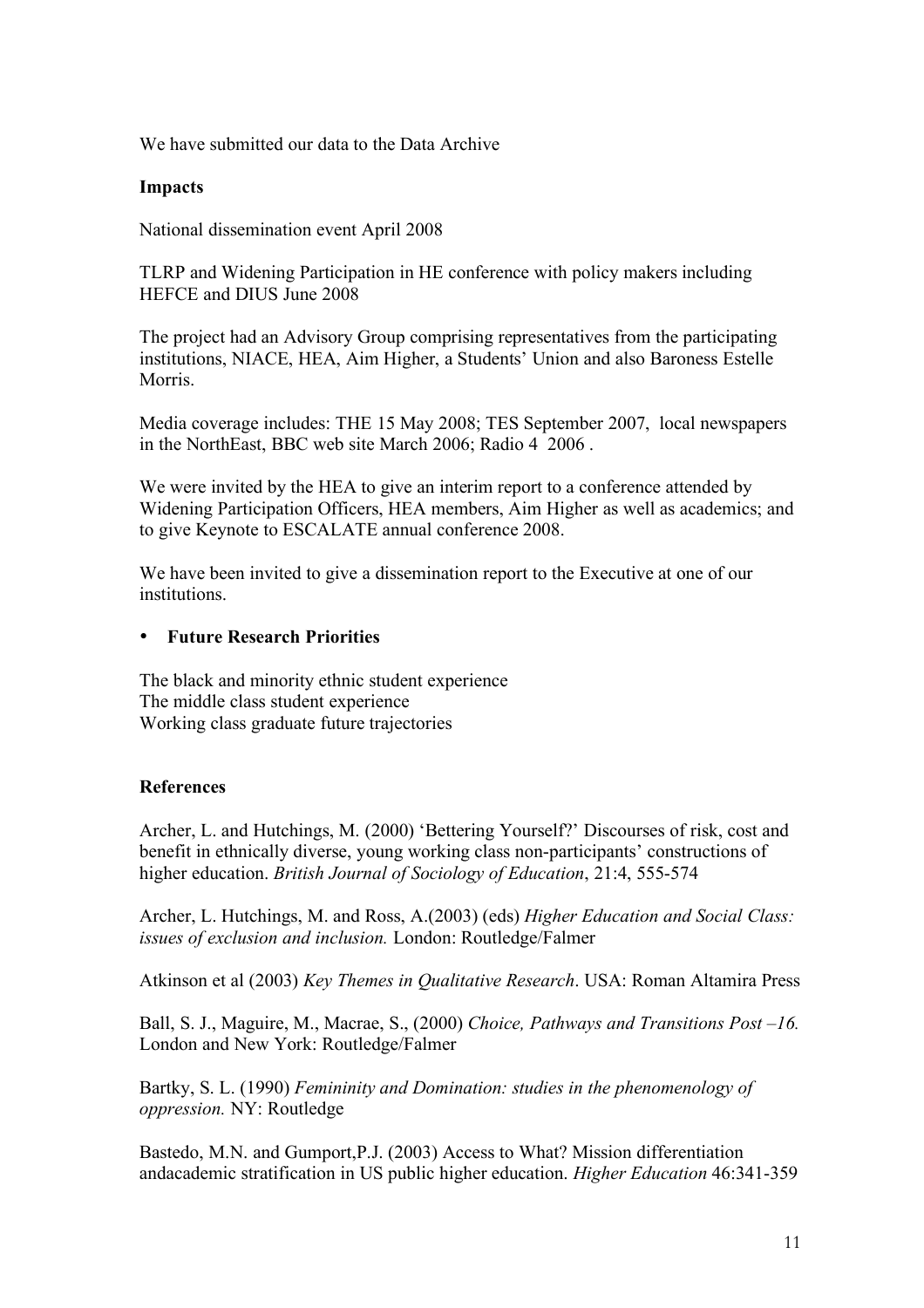We have submitted our data to the Data Archive

**Impacts**

National dissemination event April 2008

TLRP and Widening Participation in HE conference with policy makers including HEFCE and DIUS June 2008

The project had an Advisory Group comprising representatives from the participating institutions, NIACE, HEA, Aim Higher, a Students' Union and also Baroness Estelle Morris.

Media coverage includes: THE 15 May 2008; TES September 2007, local newspapers in the NorthEast, BBC web site March 2006; Radio 4 2006 .

We were invited by the HEA to give an interim report to a conference attended by Widening Participation Officers, HEA members, Aim Higher as well as academics; and to give Keynote to ESCALATE annual conference 2008.

We have been invited to give a dissemination report to the Executive at one of our institutions.

- **Future Research Priorities**

The black and minority ethnic student experience
The middle class student experience
Working class graduate future trajectories

**References**

Archer, L. and Hutchings, M. (2000) 'Bettering Yourself?' Discourses of risk, cost and benefit in ethnically diverse, young working class non-participants' constructions of higher education. *British Journal of Sociology of Education*, 21:4, 555-574

Archer, L. Hutchings, M. and Ross, A.(2003) (eds) *Higher Education and Social Class: issues of exclusion and inclusion.* London: Routledge/Falmer

Atkinson et al (2003) *Key Themes in Qualitative Research*. USA: Roman Altamira Press

Ball, S. J., Maguire, M., Macrae, S., (2000) *Choice, Pathways and Transitions Post –16.* London and New York: Routledge/Falmer

Bartky, S. L. (1990) *Femininity and Domination: studies in the phenomenology of oppression.* NY: Routledge

Bastedo, M.N. and Gumport,P.J. (2003) Access to What? Mission differentiation andacademic stratification in US public higher education. *Higher Education* 46:341-359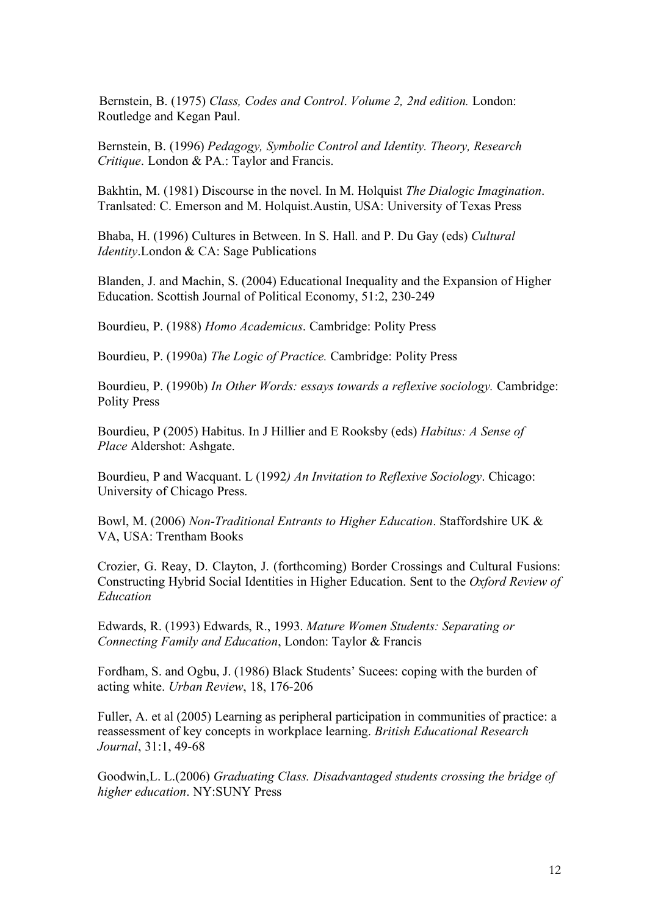Bernstein, B. (1975) *Class, Codes and Control*. *Volume 2, 2nd edition.* London: Routledge and Kegan Paul.

Bernstein, B. (1996) *Pedagogy, Symbolic Control and Identity. Theory, Research Critique*. London & PA.: Taylor and Francis.

Bakhtin, M. (1981) Discourse in the novel. In M. Holquist *The Dialogic Imagination*. Tranlsated: C. Emerson and M. Holquist.Austin, USA: University of Texas Press

Bhaba, H. (1996) Cultures in Between. In S. Hall. and P. Du Gay (eds) *Cultural Identity*.London & CA: Sage Publications

Blanden, J. and Machin, S. (2004) Educational Inequality and the Expansion of Higher Education. Scottish Journal of Political Economy, 51:2, 230-249

Bourdieu, P. (1988) *Homo Academicus*. Cambridge: Polity Press

Bourdieu, P. (1990a) *The Logic of Practice.* Cambridge: Polity Press

Bourdieu, P. (1990b) *In Other Words: essays towards a reflexive sociology.* Cambridge: Polity Press

Bourdieu, P (2005) Habitus. In J Hillier and E Rooksby (eds) *Habitus: A Sense of Place* Aldershot: Ashgate.

Bourdieu, P and Wacquant. L (1992*) An Invitation to Reflexive Sociology*. Chicago: University of Chicago Press.

Bowl, M. (2006) *Non-Traditional Entrants to Higher Education*. Staffordshire UK & VA, USA: Trentham Books

Crozier, G. Reay, D. Clayton, J. (forthcoming) Border Crossings and Cultural Fusions: Constructing Hybrid Social Identities in Higher Education. Sent to the *Oxford Review of Education*

Edwards, R. (1993) Edwards, R., 1993. *Mature Women Students: Separating or Connecting Family and Education*, London: Taylor & Francis

Fordham, S. and Ogbu, J. (1986) Black Students' Sucees: coping with the burden of acting white. *Urban Review*, 18, 176-206

Fuller, A. et al (2005) Learning as peripheral participation in communities of practice: a reassessment of key concepts in workplace learning. *British Educational Research Journal*, 31:1, 49-68

Goodwin,L. L.(2006) *Graduating Class. Disadvantaged students crossing the bridge of higher education*. NY:SUNY Press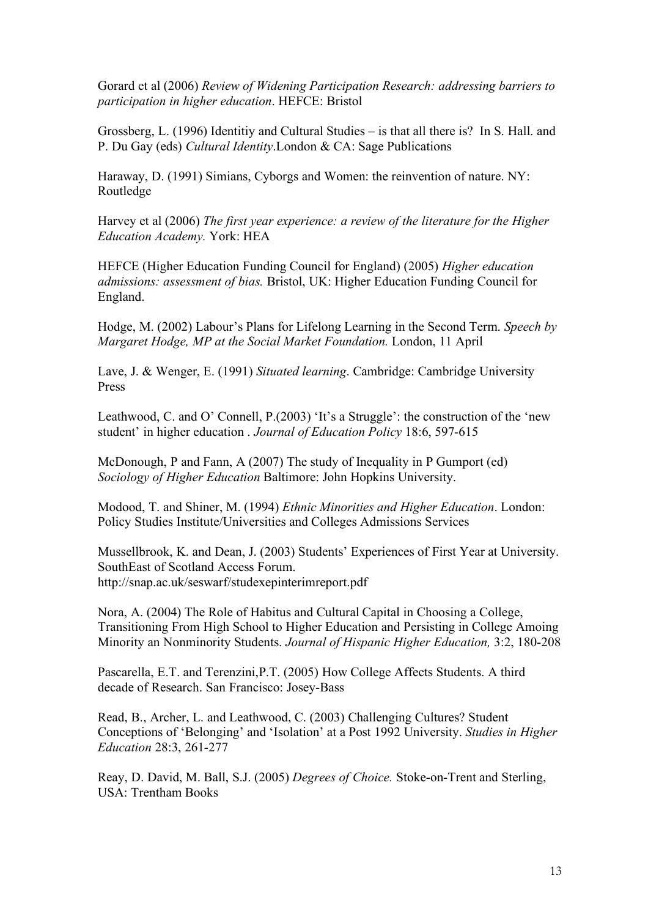Gorard et al (2006) *Review of Widening Participation Research: addressing barriers to participation in higher education*. HEFCE: Bristol

Grossberg, L. (1996) Identitiy and Cultural Studies – is that all there is? In S. Hall. and P. Du Gay (eds) *Cultural Identity*.London & CA: Sage Publications

Haraway, D. (1991) Simians, Cyborgs and Women: the reinvention of nature. NY: Routledge

Harvey et al (2006) *The first year experience: a review of the literature for the Higher Education Academy.* York: HEA

HEFCE (Higher Education Funding Council for England) (2005) *Higher education admissions: assessment of bias.* Bristol, UK: Higher Education Funding Council for England.

Hodge, M. (2002) Labour's Plans for Lifelong Learning in the Second Term. *Speech by Margaret Hodge, MP at the Social Market Foundation.* London, 11 April

Lave, J. & Wenger, E. (1991) *Situated learning*. Cambridge: Cambridge University Press

Leathwood, C. and O' Connell, P.(2003) 'It's a Struggle': the construction of the 'new student' in higher education . *Journal of Education Policy* 18:6, 597-615

McDonough, P and Fann, A (2007) The study of Inequality in P Gumport (ed) *Sociology of Higher Education* Baltimore: John Hopkins University.

Modood, T. and Shiner, M. (1994) *Ethnic Minorities and Higher Education*. London: Policy Studies Institute/Universities and Colleges Admissions Services

Mussellbrook, K. and Dean, J. (2003) Students' Experiences of First Year at University. SouthEast of Scotland Access Forum. http://snap.ac.uk/seswarf/studexepinterimreport.pdf

Nora, A. (2004) The Role of Habitus and Cultural Capital in Choosing a College, Transitioning From High School to Higher Education and Persisting in College Amoing Minority an Nonminority Students. *Journal of Hispanic Higher Education,* 3:2, 180-208

Pascarella, E.T. and Terenzini,P.T. (2005) How College Affects Students. A third decade of Research. San Francisco: Josey-Bass

Read, B., Archer, L. and Leathwood, C. (2003) Challenging Cultures? Student Conceptions of 'Belonging' and 'Isolation' at a Post 1992 University. *Studies in Higher Education* 28:3, 261-277

Reay, D. David, M. Ball, S.J. (2005) *Degrees of Choice.* Stoke-on-Trent and Sterling, USA: Trentham Books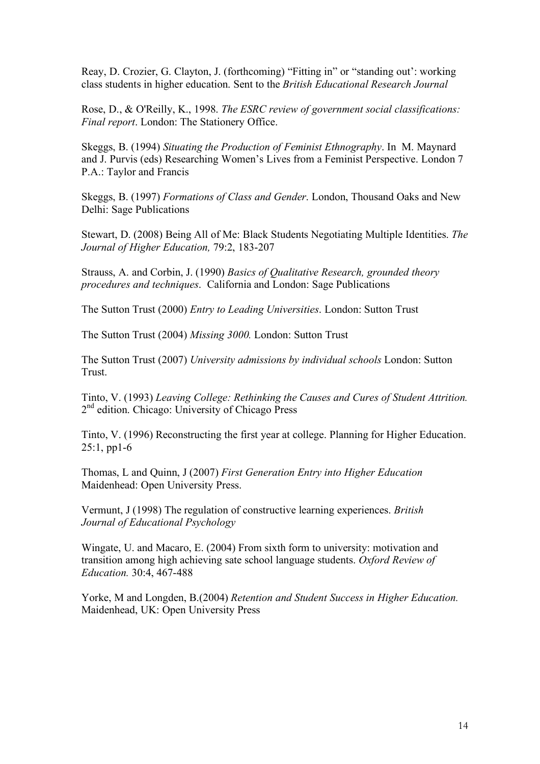Reay, D. Crozier, G. Clayton, J. (forthcoming) "Fitting in" or "standing out': working class students in higher education. Sent to the *British Educational Research Journal*

Rose, D., & O'Reilly, K., 1998. *The ESRC review of government social classifications: Final report*. London: The Stationery Office.

Skeggs, B. (1994) *Situating the Production of Feminist Ethnography*. In M. Maynard and J. Purvis (eds) Researching Women's Lives from a Feminist Perspective. London 7 P.A.: Taylor and Francis

Skeggs, B. (1997) *Formations of Class and Gender*. London, Thousand Oaks and New Delhi: Sage Publications

Stewart, D. (2008) Being All of Me: Black Students Negotiating Multiple Identities. *The Journal of Higher Education,* 79:2, 183-207

Strauss, A. and Corbin, J. (1990) *Basics of Qualitative Research, grounded theory procedures and techniques*. California and London: Sage Publications

The Sutton Trust (2000) *Entry to Leading Universities*. London: Sutton Trust

The Sutton Trust (2004) *Missing 3000.* London: Sutton Trust

The Sutton Trust (2007) *University admissions by individual schools* London: Sutton Trust.

Tinto, V. (1993) *Leaving College: Rethinking the Causes and Cures of Student Attrition.* 2nd edition. Chicago: University of Chicago Press

Tinto, V. (1996) Reconstructing the first year at college. Planning for Higher Education. 25:1, pp1-6

Thomas, L and Quinn, J (2007) *First Generation Entry into Higher Education* Maidenhead: Open University Press.

Vermunt, J (1998) The regulation of constructive learning experiences. *British Journal of Educational Psychology*

Wingate, U. and Macaro, E. (2004) From sixth form to university: motivation and transition among high achieving sate school language students. *Oxford Review of Education.* 30:4, 467-488

Yorke, M and Longden, B.(2004) *Retention and Student Success in Higher Education.* Maidenhead, UK: Open University Press